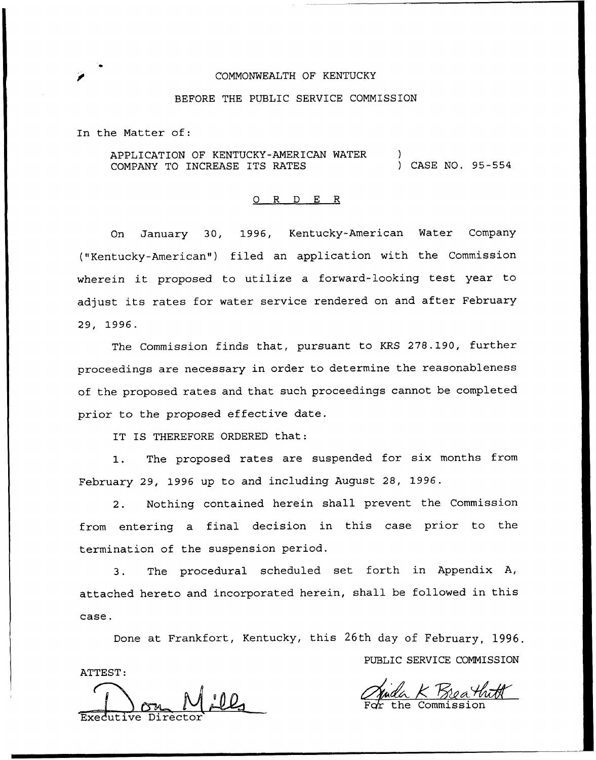COMMONWEALTH OF KENTUCKY

BEFORE THE PUBLIC SERVICE COMMISSION

In the Matter of:

APPLICATION OF KENTUCKY-AMERICAN WATER COMPANY TO INCREASE ITS RATES ) CASE NO. 95-554

O R D E R

On January 30, 1996, Kentucky-American Water Company ("Kentucky-American") filed an application with the Commission wherein it proposed to utilize a forward-looking test year to adjust its rates for water service rendered on and after February 29, 1996.

The Commission finds that, pursuant to KRS 278.190, further proceedings are necessary in order to determine the reasonableness of the proposed rates and that such proceedings cannot be completed prior to the proposed effective date.

IT IS THEREFORE ORDERED that:

1. The proposed rates are suspended for six months from February 29, 1996 up to and including August 28, 1996.

2. Nothing contained herein shall prevent the Commission from entering a final decision in this case prior to the termination of the suspension period.

3. The procedural scheduled set forth in Appendix A, attached hereto and incorporated herein, shall be followed in this case.

Done at Frankfort, Kentucky, this 26th day of February, 1996.

PUBLIC SERVICE COMMISSION

For the Commission

ATTEST:

Executive Director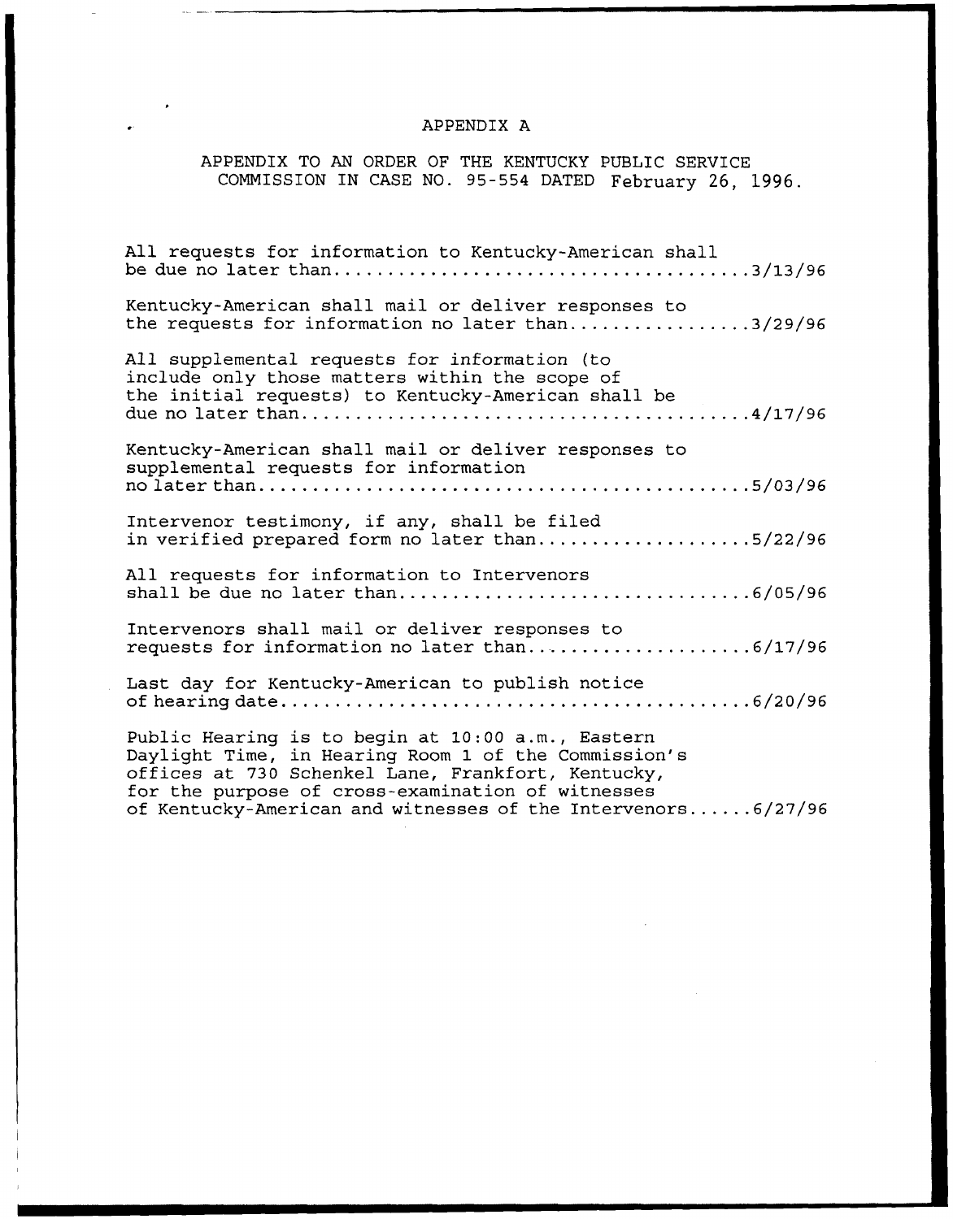# APPENDIX A

APPENDIX TO AN ORDER OF THE KENTUCKY PUBLIC SERVICE COMMISSION IN CASE NO. 95-554 DATED February 26, 1996.

All requests for information to Kentucky-American shall be due no later than........................................3/13/96

Kentucky-American shall mail or deliver responses to the requests for information no later than.................3/29/96

All supplemental requests for information (to include only those matters within the scope of the initial requests) to Kentucky-American shall be due no later than..........................................4/17/96

Kentucky-American shall mail or deliver responses to supplemental requests for information no later than.............................................5/03/96

Intervenor testimony, if any, shall be filed in verified prepared form no later than....................5/22/96

All requests for information to Intervenors shall be due no later than................................6/05/96

Intervenors shall mail or deliver responses to requests for information no later than.....................6/17/96

Last day for Kentucky-American to publish notice of hearing date...........................................6/20/96

Public Hearing is to begin at 10:00 a.m., Eastern Daylight Time, in Hearing Room 1 of the Commission's offices at 730 Schenkel Lane, Frankfort, Kentucky, for the purpose of cross-examination of witnesses of Kentucky-American and witnesses of the Intervenors......6/27/96